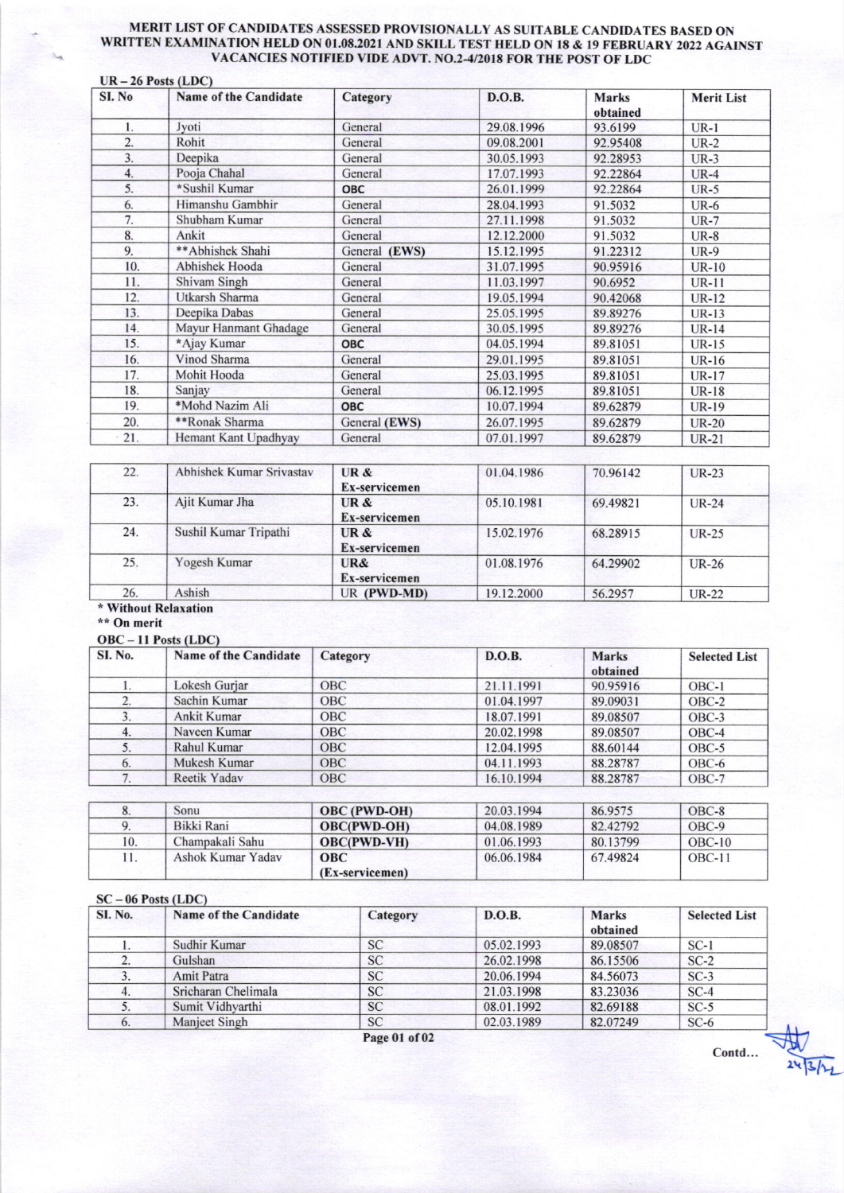# MERIT LIST OF CANDIDATES ASSESSED PROVISIONALLY AS SUITABLE CANDIDATES BASED ON WRITTEN EXAMINATION HELD ON 01.08.2021 AND SKILL TEST HELD ON 18 & 19 FEBRUARY 2022 AGAINST VACANCIES NOTIFIED VIDE ADVT. NO.2-4/2018 FOR THE POST OF LDC

**UR – 26 Posts (LDC)**

| Sl. No | Name of the Candidate | Category | D.O.B. | Marks obtained | Merit List |
|---|---|---|---|---|---|
| 1. | Jyoti | General | 29.08.1996 | 93.6199 | UR-1 |
| 2. | Rohit | General | 09.08.2001 | 92.95408 | UR-2 |
| 3. | Deepika | General | 30.05.1993 | 92.28953 | UR-3 |
| 4. | Pooja Chahal | General | 17.07.1993 | 92.22864 | UR-4 |
| 5. | *Sushil Kumar | **OBC** | 26.01.1999 | 92.22864 | UR-5 |
| 6. | Himanshu Gambhir | General | 28.04.1993 | 91.5032 | UR-6 |
| 7. | Shubham Kumar | General | 27.11.1998 | 91.5032 | UR-7 |
| 8. | Ankit | General | 12.12.2000 | 91.5032 | UR-8 |
| 9. | **Abhishek Shahi | General **(EWS)** | 15.12.1995 | 91.22312 | UR-9 |
| 10. | Abhishek Hooda | General | 31.07.1995 | 90.95916 | UR-10 |
| 11. | Shivam Singh | General | 11.03.1997 | 90.6952 | UR-11 |
| 12. | Utkarsh Sharma | General | 19.05.1994 | 90.42068 | UR-12 |
| 13. | Deepika Dabas | General | 25.05.1995 | 89.89276 | UR-13 |
| 14. | Mayur Hanmant Ghadage | General | 30.05.1995 | 89.89276 | UR-14 |
| 15. | *Ajay Kumar | **OBC** | 04.05.1994 | 89.81051 | UR-15 |
| 16. | Vinod Sharma | General | 29.01.1995 | 89.81051 | UR-16 |
| 17. | Mohit Hooda | General | 25.03.1995 | 89.81051 | UR-17 |
| 18. | Sanjay | General | 06.12.1995 | 89.81051 | UR-18 |
| 19. | *Mohd Nazim Ali | **OBC** | 10.07.1994 | 89.62879 | UR-19 |
| 20. | **Ronak Sharma | General **(EWS)** | 26.07.1995 | 89.62879 | UR-20 |
| 21. | Hemant Kant Upadhyay | General | 07.01.1997 | 89.62879 | UR-21 |
| 22. | Abhishek Kumar Srivastav | **UR & Ex-servicemen** | 01.04.1986 | 70.96142 | UR-23 |
| 23. | Ajit Kumar Jha | **UR & Ex-servicemen** | 05.10.1981 | 69.49821 | UR-24 |
| 24. | Sushil Kumar Tripathi | **UR & Ex-servicemen** | 15.02.1976 | 68.28915 | UR-25 |
| 25. | Yogesh Kumar | **UR& Ex-servicemen** | 01.08.1976 | 64.29902 | UR-26 |
| 26. | Ashish | UR **(PWD-MD)** | 19.12.2000 | 56.2957 | UR-22 |

**\* Without Relaxation**
**\*\* On merit**

**OBC – 11 Posts (LDC)**

| Sl. No. | Name of the Candidate | Category | D.O.B. | Marks obtained | Selected List |
|---|---|---|---|---|---|
| 1. | Lokesh Gurjar | OBC | 21.11.1991 | 90.95916 | OBC-1 |
| 2. | Sachin Kumar | OBC | 01.04.1997 | 89.09031 | OBC-2 |
| 3. | Ankit Kumar | OBC | 18.07.1991 | 89.08507 | OBC-3 |
| 4. | Naveen Kumar | OBC | 20.02.1998 | 89.08507 | OBC-4 |
| 5. | Rahul Kumar | OBC | 12.04.1995 | 88.60144 | OBC-5 |
| 6. | Mukesh Kumar | OBC | 04.11.1993 | 88.28787 | OBC-6 |
| 7. | Reetik Yadav | OBC | 16.10.1994 | 88.28787 | OBC-7 |
| 8. | Sonu | **OBC (PWD-OH)** | 20.03.1994 | 86.9575 | OBC-8 |
| 9. | Bikki Rani | **OBC(PWD-OH)** | 04.08.1989 | 82.42792 | OBC-9 |
| 10. | Champakali Sahu | **OBC(PWD-VH)** | 01.06.1993 | 80.13799 | OBC-10 |
| 11. | Ashok Kumar Yadav | **OBC (Ex-servicemen)** | 06.06.1984 | 67.49824 | OBC-11 |

**SC – 06 Posts (LDC)**

| Sl. No. | Name of the Candidate | Category | D.O.B. | Marks obtained | Selected List |
|---|---|---|---|---|---|
| 1. | Sudhir Kumar | SC | 05.02.1993 | 89.08507 | SC-1 |
| 2. | Gulshan | SC | 26.02.1998 | 86.15506 | SC-2 |
| 3. | Amit Patra | SC | 20.06.1994 | 84.56073 | SC-3 |
| 4. | Sricharan Chelimala | SC | 21.03.1998 | 83.23036 | SC-4 |
| 5. | Sumit Vidhyarthi | SC | 08.01.1992 | 82.69188 | SC-5 |
| 6. | Manjeet Singh | SC | 02.03.1989 | 82.07249 | SC-6 |

Contd…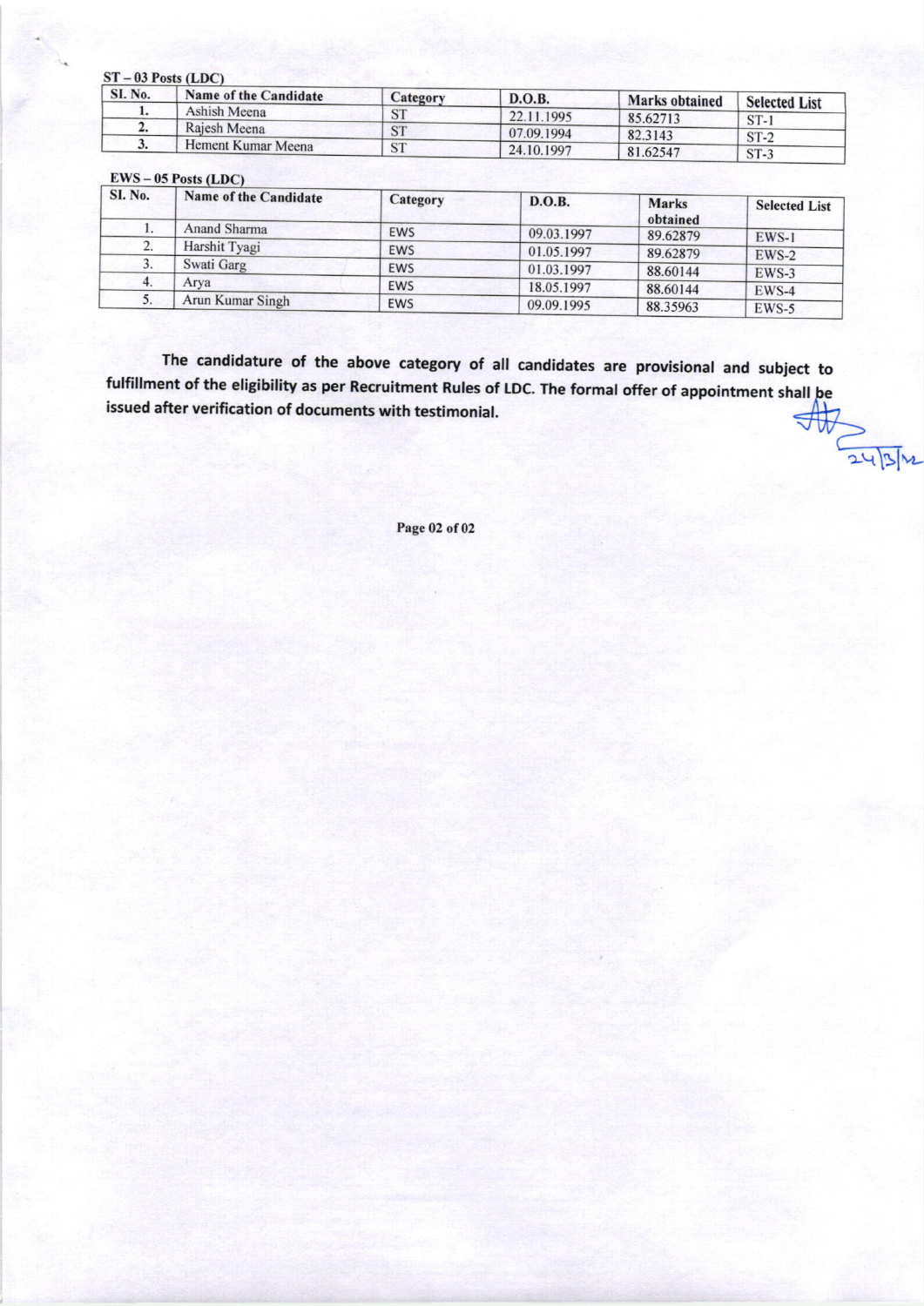**ST – 03 Posts (LDC)**

| Sl. No. | Name of the Candidate | Category | D.O.B. | Marks obtained | Selected List |
|---|---|---|---|---|---|
| 1. | Ashish Meena | ST | 22.11.1995 | 85.62713 | ST-1 |
| 2. | Rajesh Meena | ST | 07.09.1994 | 82.3143 | ST-2 |
| 3. | Hement Kumar Meena | ST | 24.10.1997 | 81.62547 | ST-3 |

**EWS – 05 Posts (LDC)**

| Sl. No. | Name of the Candidate | Category | D.O.B. | Marks obtained | Selected List |
|---|---|---|---|---|---|
| 1. | Anand Sharma | EWS | 09.03.1997 | 89.62879 | EWS-1 |
| 2. | Harshit Tyagi | EWS | 01.05.1997 | 89.62879 | EWS-2 |
| 3. | Swati Garg | EWS | 01.03.1997 | 88.60144 | EWS-3 |
| 4. | Arya | EWS | 18.05.1997 | 88.60144 | EWS-4 |
| 5. | Arun Kumar Singh | EWS | 09.09.1995 | 88.35963 | EWS-5 |

**The candidature of the above category of all candidates are provisional and subject to fulfillment of the eligibility as per Recruitment Rules of LDC. The formal offer of appointment shall be issued after verification of documents with testimonial.**

24/3/22